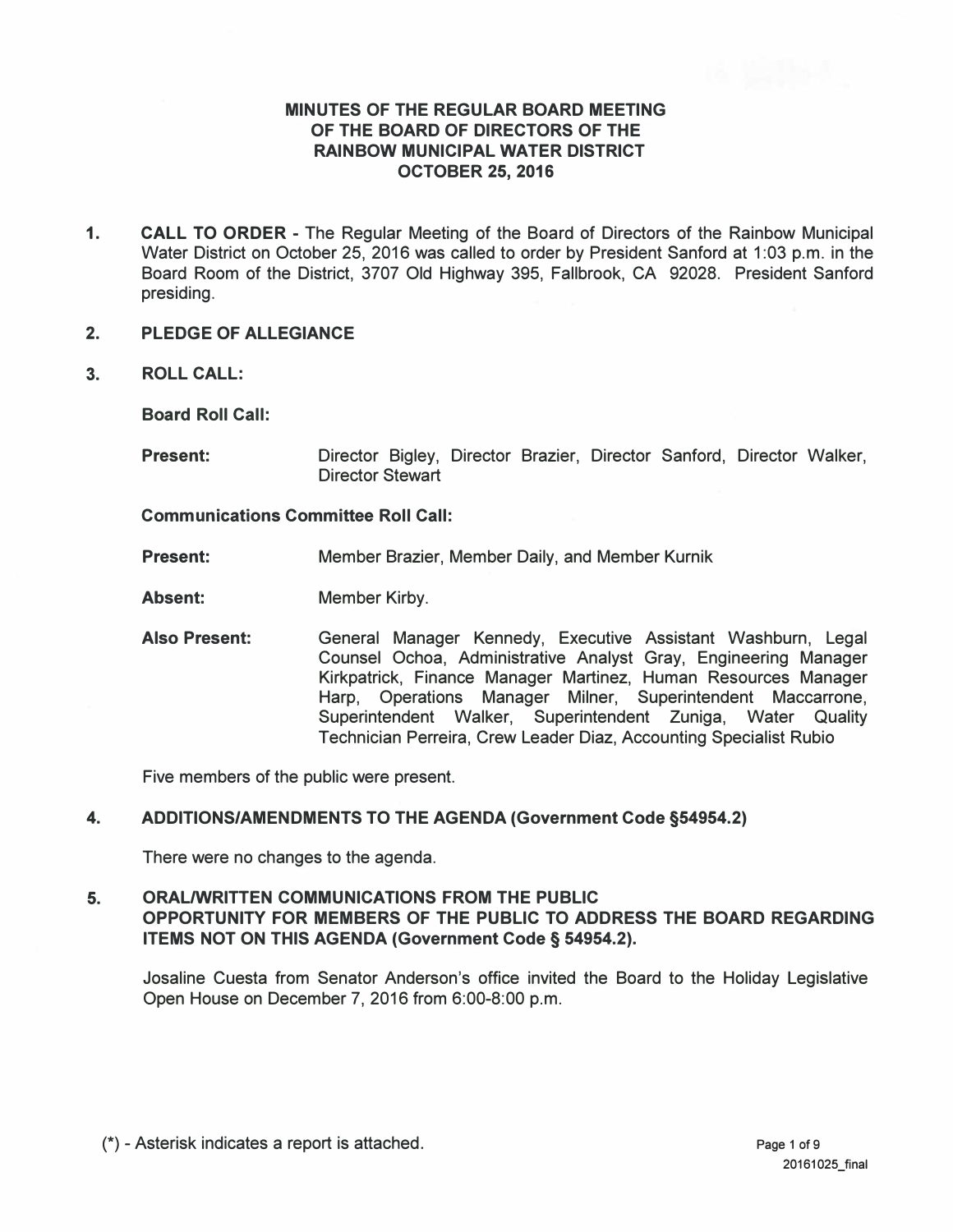# MINUTES OF THE REGULAR BOARD MEETING OF THE BOARD OF DIRECTORS OF THE RAINBOW MUNICIPAL WATER DISTRICT OCTOBER 25, 2016

1. **CALL TO ORDER** - The Regular Meeting of the Board of Directors of the Rainbow Municipal Water District on October 25, 2016 was called to order by President Sanford at 1:03 p.m. in the Board Room of the District, 3707 Old Highway 395, Fallbrook, CA 92028. President Sanford presiding.

2. **PLEDGE OF ALLEGIANCE**

3. **ROLL CALL:**

   **Board Roll Call:**

   **Present:** Director Bigley, Director Brazier, Director Sanford, Director Walker, Director Stewart

   **Communications Committee Roll Call:**

   **Present:** Member Brazier, Member Daily, and Member Kurnik

   **Absent:** Member Kirby.

   **Also Present:** General Manager Kennedy, Executive Assistant Washburn, Legal Counsel Ochoa, Administrative Analyst Gray, Engineering Manager Kirkpatrick, Finance Manager Martinez, Human Resources Manager Harp, Operations Manager Milner, Superintendent Maccarrone, Superintendent Walker, Superintendent Zuniga, Water Quality Technician Perreira, Crew Leader Diaz, Accounting Specialist Rubio

   Five members of the public were present.

4. **ADDITIONS/AMENDMENTS TO THE AGENDA (Government Code §54954.2)**

   There were no changes to the agenda.

5. **ORAL/WRITTEN COMMUNICATIONS FROM THE PUBLIC OPPORTUNITY FOR MEMBERS OF THE PUBLIC TO ADDRESS THE BOARD REGARDING ITEMS NOT ON THIS AGENDA (Government Code § 54954.2).**

   Josaline Cuesta from Senator Anderson's office invited the Board to the Holiday Legislative Open House on December 7, 2016 from 6:00-8:00 p.m.

(*) - Asterisk indicates a report is attached.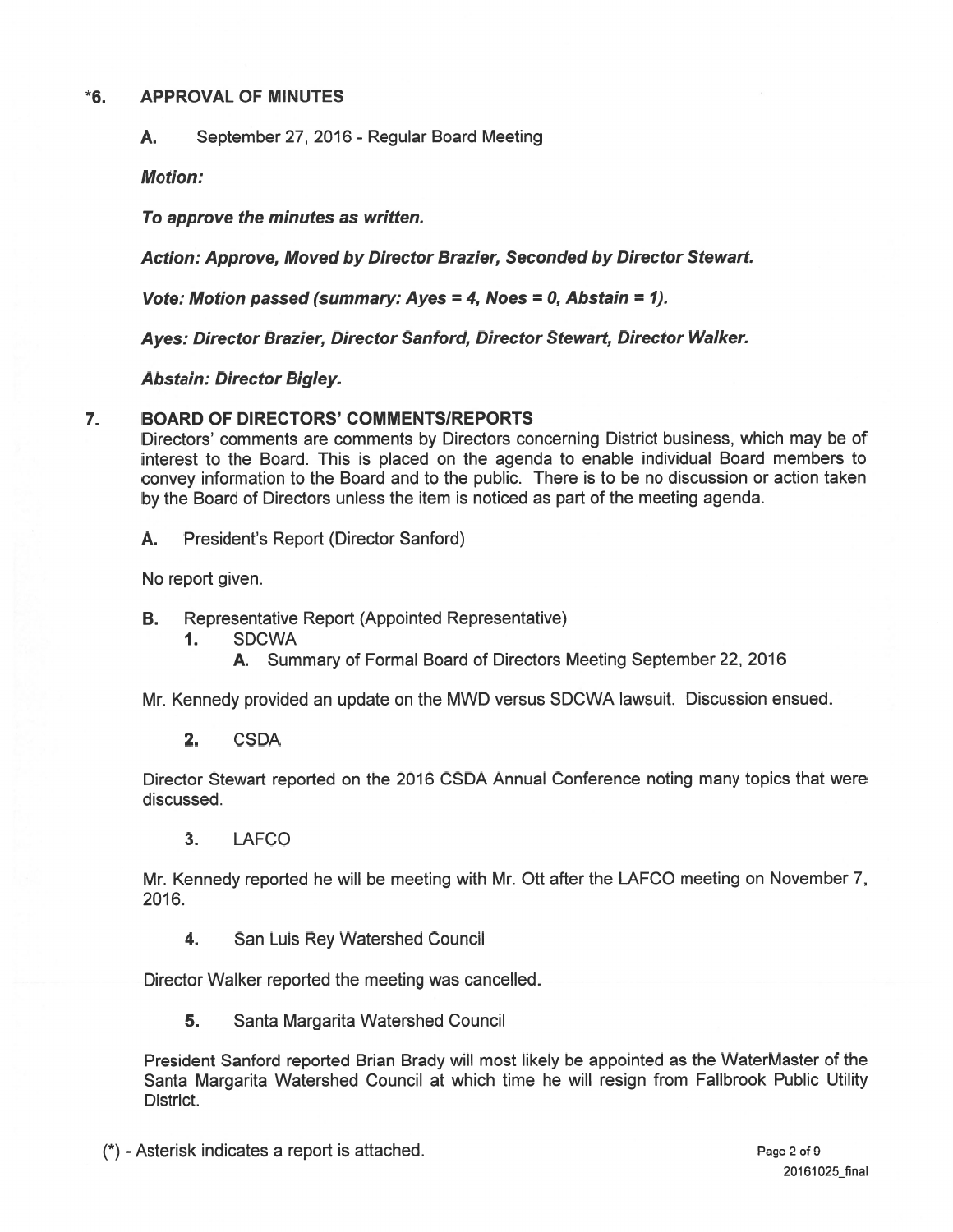## *6. APPROVAL OF MINUTES

**A.** September 27, 2016 - Regular Board Meeting

***Motion:***

***To approve the minutes as written.***

***Action: Approve, Moved by Director Brazier, Seconded by Director Stewart.***

***Vote: Motion passed (summary: Ayes = 4, Noes = 0, Abstain = 1).***

***Ayes: Director Brazier, Director Sanford, Director Stewart, Director Walker.***

***Abstain: Director Bigley.***

## 7. BOARD OF DIRECTORS' COMMENTS/REPORTS

Directors' comments are comments by Directors concerning District business, which may be of interest to the Board. This is placed on the agenda to enable individual Board members to convey information to the Board and to the public. There is to be no discussion or action taken by the Board of Directors unless the item is noticed as part of the meeting agenda.

**A.** President's Report (Director Sanford)

No report given.

**B.** Representative Report (Appointed Representative)

1. SDCWA
   - **A.** Summary of Formal Board of Directors Meeting September 22, 2016

Mr. Kennedy provided an update on the MWD versus SDCWA lawsuit. Discussion ensued.

2. CSDA

Director Stewart reported on the 2016 CSDA Annual Conference noting many topics that were discussed.

3. LAFCO

Mr. Kennedy reported he will be meeting with Mr. Ott after the LAFCO meeting on November 7, 2016.

4. San Luis Rey Watershed Council

Director Walker reported the meeting was cancelled.

5. Santa Margarita Watershed Council

President Sanford reported Brian Brady will most likely be appointed as the WaterMaster of the Santa Margarita Watershed Council at which time he will resign from Fallbrook Public Utility District.

(*) - Asterisk indicates a report is attached.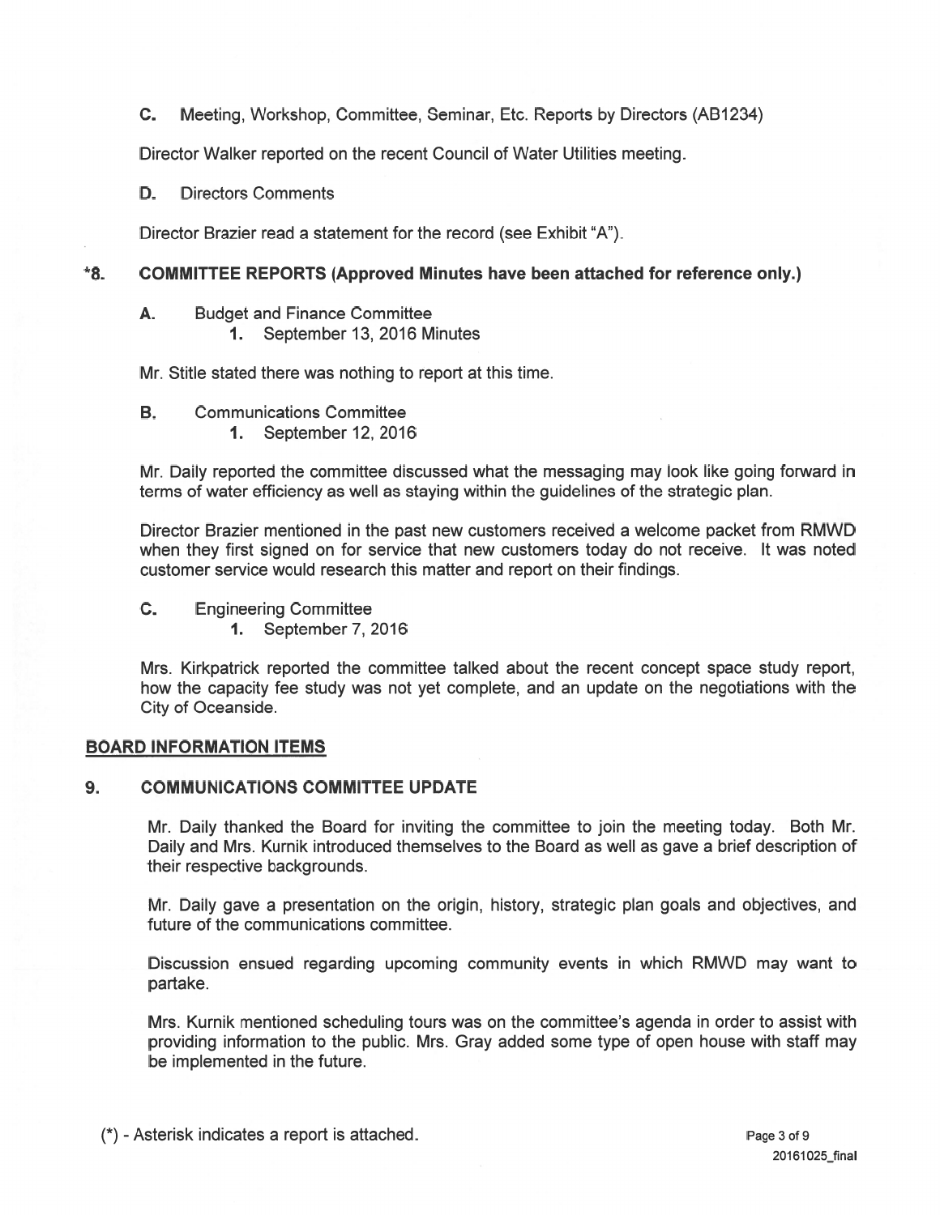**C.** Meeting, Workshop, Committee, Seminar, Etc. Reports by Directors (AB1234)

Director Walker reported on the recent Council of Water Utilities meeting.

**D.** Directors Comments

Director Brazier read a statement for the record (see Exhibit "A").

## *8. COMMITTEE REPORTS (Approved Minutes have been attached for reference only.)

**A.** Budget and Finance Committee
   **1.** September 13, 2016 Minutes

Mr. Stitle stated there was nothing to report at this time.

**B.** Communications Committee
   **1.** September 12, 2016

Mr. Daily reported the committee discussed what the messaging may look like going forward in terms of water efficiency as well as staying within the guidelines of the strategic plan.

Director Brazier mentioned in the past new customers received a welcome packet from RMWD when they first signed on for service that new customers today do not receive. It was noted customer service would research this matter and report on their findings.

**C.** Engineering Committee
   **1.** September 7, 2016

Mrs. Kirkpatrick reported the committee talked about the recent concept space study report, how the capacity fee study was not yet complete, and an update on the negotiations with the City of Oceanside.

## BOARD INFORMATION ITEMS

## 9. COMMUNICATIONS COMMITTEE UPDATE

Mr. Daily thanked the Board for inviting the committee to join the meeting today. Both Mr. Daily and Mrs. Kurnik introduced themselves to the Board as well as gave a brief description of their respective backgrounds.

Mr. Daily gave a presentation on the origin, history, strategic plan goals and objectives, and future of the communications committee.

Discussion ensued regarding upcoming community events in which RMWD may want to partake.

Mrs. Kurnik mentioned scheduling tours was on the committee's agenda in order to assist with providing information to the public. Mrs. Gray added some type of open house with staff may be implemented in the future.

(*) - Asterisk indicates a report is attached.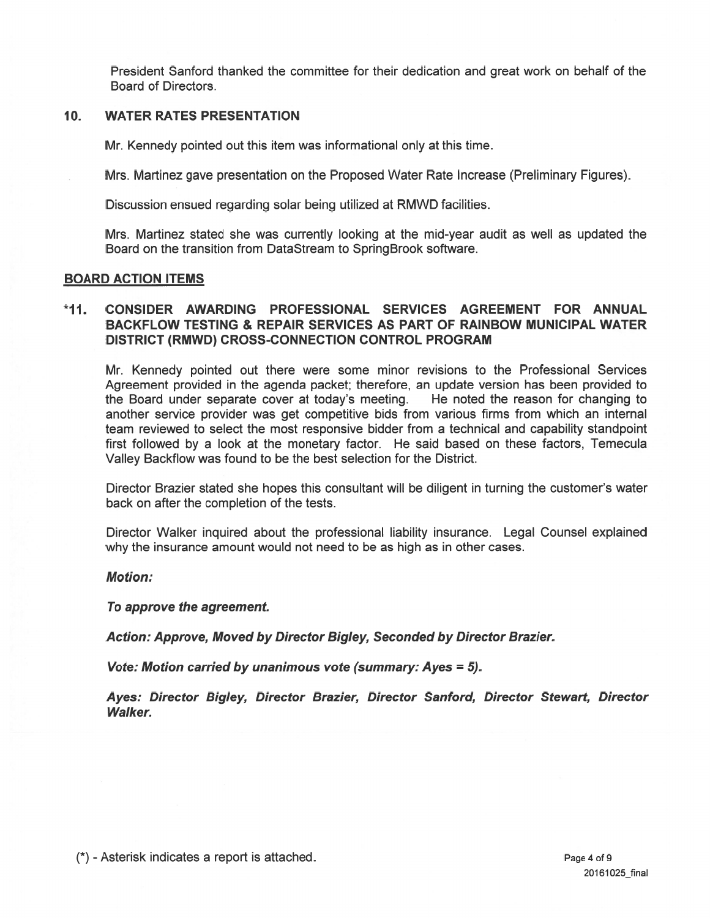President Sanford thanked the committee for their dedication and great work on behalf of the Board of Directors.

## 10. WATER RATES PRESENTATION

Mr. Kennedy pointed out this item was informational only at this time.

Mrs. Martinez gave presentation on the Proposed Water Rate Increase (Preliminary Figures).

Discussion ensued regarding solar being utilized at RMWD facilities.

Mrs. Martinez stated she was currently looking at the mid-year audit as well as updated the Board on the transition from DataStream to SpringBrook software.

## BOARD ACTION ITEMS

## *11. CONSIDER AWARDING PROFESSIONAL SERVICES AGREEMENT FOR ANNUAL BACKFLOW TESTING & REPAIR SERVICES AS PART OF RAINBOW MUNICIPAL WATER DISTRICT (RMWD) CROSS-CONNECTION CONTROL PROGRAM

Mr. Kennedy pointed out there were some minor revisions to the Professional Services Agreement provided in the agenda packet; therefore, an update version has been provided to the Board under separate cover at today's meeting. He noted the reason for changing to another service provider was get competitive bids from various firms from which an internal team reviewed to select the most responsive bidder from a technical and capability standpoint first followed by a look at the monetary factor. He said based on these factors, Temecula Valley Backflow was found to be the best selection for the District.

Director Brazier stated she hopes this consultant will be diligent in turning the customer's water back on after the completion of the tests.

Director Walker inquired about the professional liability insurance. Legal Counsel explained why the insurance amount would not need to be as high as in other cases.

***Motion:***

***To approve the agreement.***

***Action: Approve, Moved by Director Bigley, Seconded by Director Brazier.***

***Vote: Motion carried by unanimous vote (summary: Ayes = 5).***

***Ayes: Director Bigley, Director Brazier, Director Sanford, Director Stewart, Director Walker.***

(*) - Asterisk indicates a report is attached.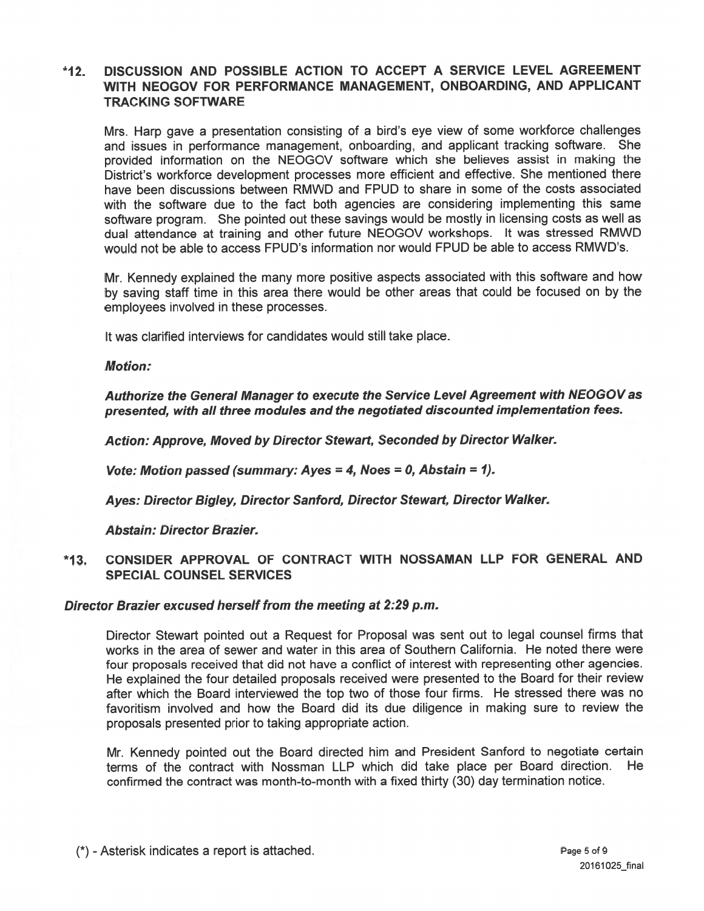## *12. DISCUSSION AND POSSIBLE ACTION TO ACCEPT A SERVICE LEVEL AGREEMENT WITH NEOGOV FOR PERFORMANCE MANAGEMENT, ONBOARDING, AND APPLICANT TRACKING SOFTWARE

Mrs. Harp gave a presentation consisting of a bird's eye view of some workforce challenges and issues in performance management, onboarding, and applicant tracking software. She provided information on the NEOGOV software which she believes assist in making the District's workforce development processes more efficient and effective. She mentioned there have been discussions between RMWD and FPUD to share in some of the costs associated with the software due to the fact both agencies are considering implementing this same software program. She pointed out these savings would be mostly in licensing costs as well as dual attendance at training and other future NEOGOV workshops. It was stressed RMWD would not be able to access FPUD's information nor would FPUD be able to access RMWD's.

Mr. Kennedy explained the many more positive aspects associated with this software and how by saving staff time in this area there would be other areas that could be focused on by the employees involved in these processes.

It was clarified interviews for candidates would still take place.

***Motion:***

***Authorize the General Manager to execute the Service Level Agreement with NEOGOV as presented, with all three modules and the negotiated discounted implementation fees.***

***Action: Approve, Moved by Director Stewart, Seconded by Director Walker.***

***Vote: Motion passed (summary: Ayes = 4, Noes = 0, Abstain = 1).***

***Ayes: Director Bigley, Director Sanford, Director Stewart, Director Walker.***

***Abstain: Director Brazier.***

## *13. CONSIDER APPROVAL OF CONTRACT WITH NOSSAMAN LLP FOR GENERAL AND SPECIAL COUNSEL SERVICES

***Director Brazier excused herself from the meeting at 2:29 p.m.***

Director Stewart pointed out a Request for Proposal was sent out to legal counsel firms that works in the area of sewer and water in this area of Southern California. He noted there were four proposals received that did not have a conflict of interest with representing other agencies. He explained the four detailed proposals received were presented to the Board for their review after which the Board interviewed the top two of those four firms. He stressed there was no favoritism involved and how the Board did its due diligence in making sure to review the proposals presented prior to taking appropriate action.

Mr. Kennedy pointed out the Board directed him and President Sanford to negotiate certain terms of the contract with Nossman LLP which did take place per Board direction. He confirmed the contract was month-to-month with a fixed thirty (30) day termination notice.

(*) - Asterisk indicates a report is attached.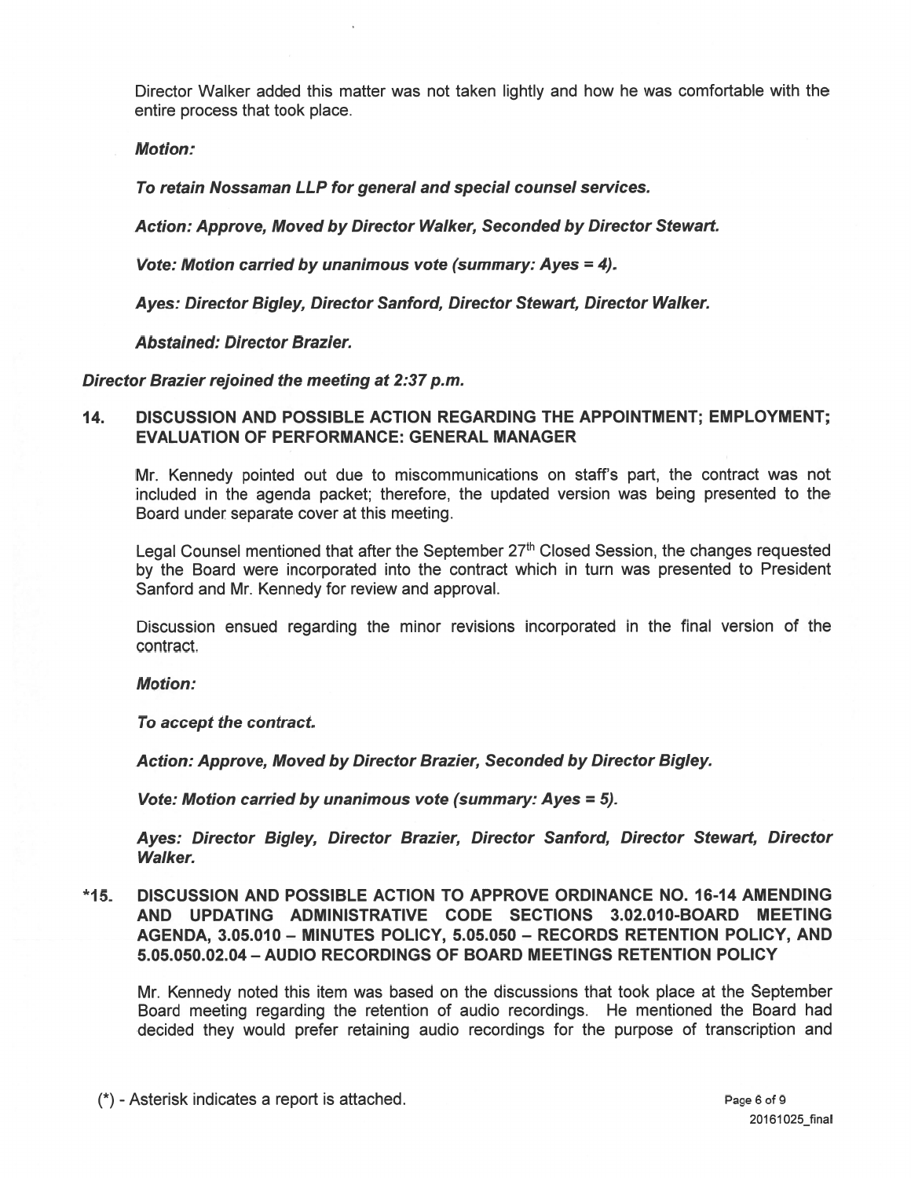Director Walker added this matter was not taken lightly and how he was comfortable with the entire process that took place.

***Motion:***

***To retain Nossaman LLP for general and special counsel services.***

***Action: Approve, Moved by Director Walker, Seconded by Director Stewart.***

***Vote: Motion carried by unanimous vote (summary: Ayes = 4).***

***Ayes: Director Bigley, Director Sanford, Director Stewart, Director Walker.***

***Abstained: Director Brazier.***

***Director Brazier rejoined the meeting at 2:37 p.m.***

## 14. DISCUSSION AND POSSIBLE ACTION REGARDING THE APPOINTMENT; EMPLOYMENT; EVALUATION OF PERFORMANCE: GENERAL MANAGER

Mr. Kennedy pointed out due to miscommunications on staff's part, the contract was not included in the agenda packet; therefore, the updated version was being presented to the Board under separate cover at this meeting.

Legal Counsel mentioned that after the September 27th Closed Session, the changes requested by the Board were incorporated into the contract which in turn was presented to President Sanford and Mr. Kennedy for review and approval.

Discussion ensued regarding the minor revisions incorporated in the final version of the contract.

***Motion:***

***To accept the contract.***

***Action: Approve, Moved by Director Brazier, Seconded by Director Bigley.***

***Vote: Motion carried by unanimous vote (summary: Ayes = 5).***

***Ayes: Director Bigley, Director Brazier, Director Sanford, Director Stewart, Director Walker.***

## *15. DISCUSSION AND POSSIBLE ACTION TO APPROVE ORDINANCE NO. 16-14 AMENDING AND UPDATING ADMINISTRATIVE CODE SECTIONS 3.02.010-BOARD MEETING AGENDA, 3.05.010 – MINUTES POLICY, 5.05.050 – RECORDS RETENTION POLICY, AND 5.05.050.02.04 – AUDIO RECORDINGS OF BOARD MEETINGS RETENTION POLICY

Mr. Kennedy noted this item was based on the discussions that took place at the September Board meeting regarding the retention of audio recordings. He mentioned the Board had decided they would prefer retaining audio recordings for the purpose of transcription and

(*) - Asterisk indicates a report is attached.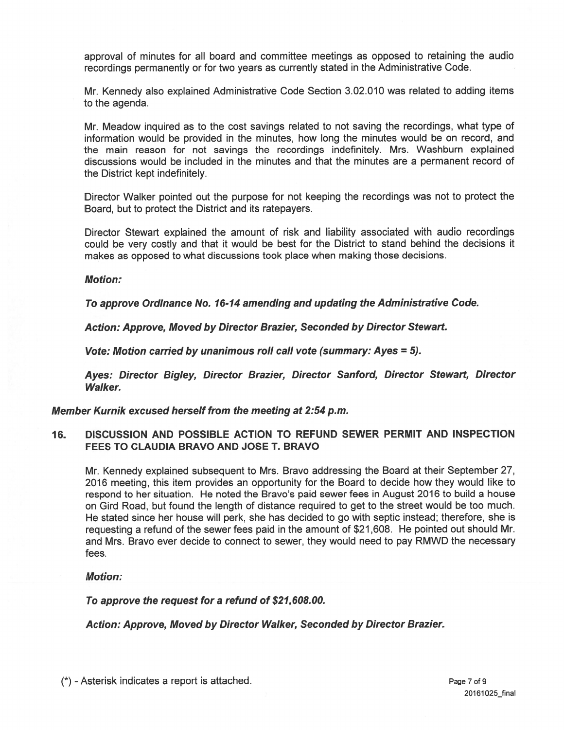approval of minutes for all board and committee meetings as opposed to retaining the audio recordings permanently or for two years as currently stated in the Administrative Code.

Mr. Kennedy also explained Administrative Code Section 3.02.010 was related to adding items to the agenda.

Mr. Meadow inquired as to the cost savings related to not saving the recordings, what type of information would be provided in the minutes, how long the minutes would be on record, and the main reason for not savings the recordings indefinitely. Mrs. Washburn explained discussions would be included in the minutes and that the minutes are a permanent record of the District kept indefinitely.

Director Walker pointed out the purpose for not keeping the recordings was not to protect the Board, but to protect the District and its ratepayers.

Director Stewart explained the amount of risk and liability associated with audio recordings could be very costly and that it would be best for the District to stand behind the decisions it makes as opposed to what discussions took place when making those decisions.

***Motion:***

***To approve Ordinance No. 16-14 amending and updating the Administrative Code.***

***Action: Approve, Moved by Director Brazier, Seconded by Director Stewart.***

***Vote: Motion carried by unanimous roll call vote (summary: Ayes = 5).***

***Ayes: Director Bigley, Director Brazier, Director Sanford, Director Stewart, Director Walker.***

***Member Kurnik excused herself from the meeting at 2:54 p.m.***

**16. DISCUSSION AND POSSIBLE ACTION TO REFUND SEWER PERMIT AND INSPECTION FEES TO CLAUDIA BRAVO AND JOSE T. BRAVO**

Mr. Kennedy explained subsequent to Mrs. Bravo addressing the Board at their September 27, 2016 meeting, this item provides an opportunity for the Board to decide how they would like to respond to her situation. He noted the Bravo's paid sewer fees in August 2016 to build a house on Gird Road, but found the length of distance required to get to the street would be too much. He stated since her house will perk, she has decided to go with septic instead; therefore, she is requesting a refund of the sewer fees paid in the amount of $21,608. He pointed out should Mr. and Mrs. Bravo ever decide to connect to sewer, they would need to pay RMWD the necessary fees.

***Motion:***

***To approve the request for a refund of $21,608.00.***

***Action: Approve, Moved by Director Walker, Seconded by Director Brazier.***

(*) - Asterisk indicates a report is attached.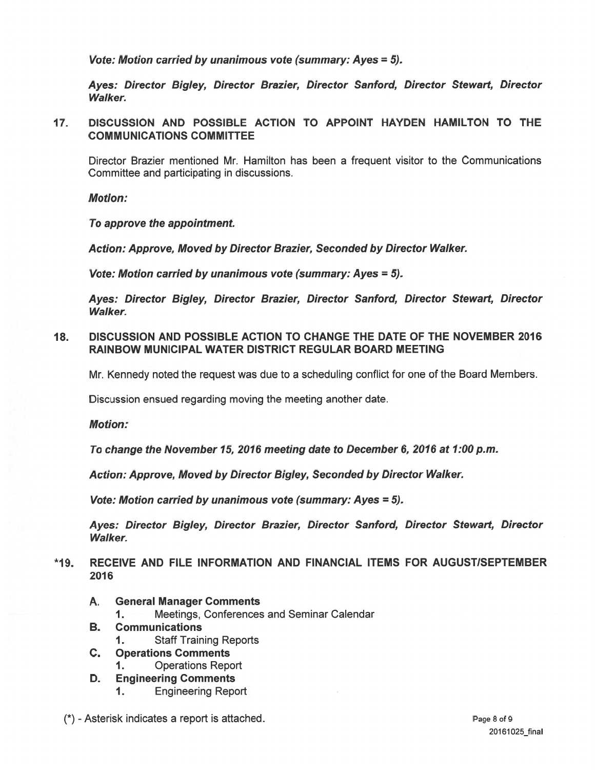*Vote: Motion carried by unanimous vote (summary: Ayes = 5).*

***Ayes: Director Bigley, Director Brazier, Director Sanford, Director Stewart, Director Walker.***

## 17. DISCUSSION AND POSSIBLE ACTION TO APPOINT HAYDEN HAMILTON TO THE COMMUNICATIONS COMMITTEE

Director Brazier mentioned Mr. Hamilton has been a frequent visitor to the Communications Committee and participating in discussions.

***Motion:***

***To approve the appointment.***

***Action: Approve, Moved by Director Brazier, Seconded by Director Walker.***

***Vote: Motion carried by unanimous vote (summary: Ayes = 5).***

***Ayes: Director Bigley, Director Brazier, Director Sanford, Director Stewart, Director Walker.***

## 18. DISCUSSION AND POSSIBLE ACTION TO CHANGE THE DATE OF THE NOVEMBER 2016 RAINBOW MUNICIPAL WATER DISTRICT REGULAR BOARD MEETING

Mr. Kennedy noted the request was due to a scheduling conflict for one of the Board Members.

Discussion ensued regarding moving the meeting another date.

***Motion:***

***To change the November 15, 2016 meeting date to December 6, 2016 at 1:00 p.m.***

***Action: Approve, Moved by Director Bigley, Seconded by Director Walker.***

***Vote: Motion carried by unanimous vote (summary: Ayes = 5).***

***Ayes: Director Bigley, Director Brazier, Director Sanford, Director Stewart, Director Walker.***

## *19. RECEIVE AND FILE INFORMATION AND FINANCIAL ITEMS FOR AUGUST/SEPTEMBER 2016

- **A. General Manager Comments**
  1. Meetings, Conferences and Seminar Calendar
- **B. Communications**
  1. Staff Training Reports
- **C. Operations Comments**
  1. Operations Report
- **D. Engineering Comments**
  1. Engineering Report

(*) - Asterisk indicates a report is attached.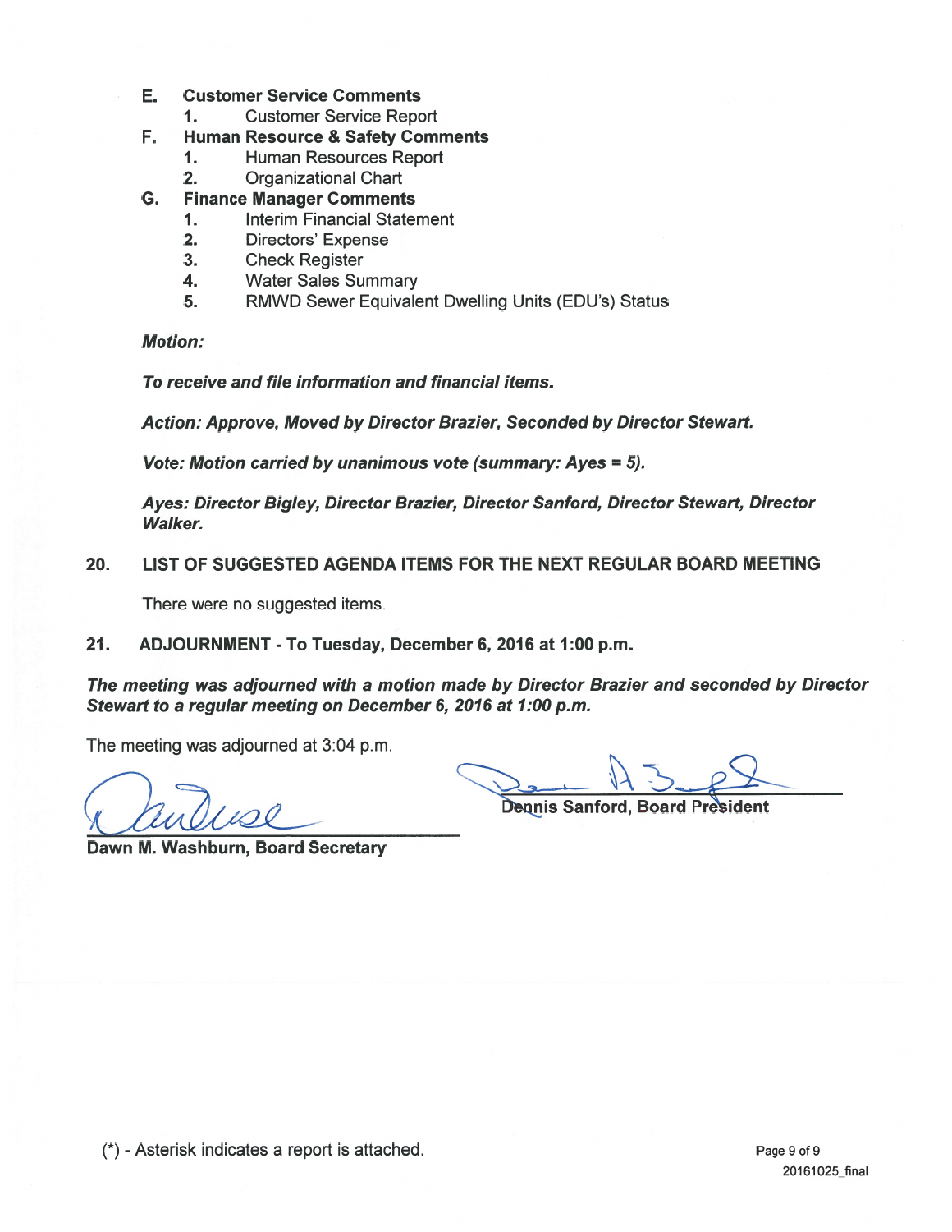- **E. Customer Service Comments**
  - **1.** Customer Service Report
- **F. Human Resource & Safety Comments**
  - **1.** Human Resources Report
  - **2.** Organizational Chart
- **G. Finance Manager Comments**
  - **1.** Interim Financial Statement
  - **2.** Directors' Expense
  - **3.** Check Register
  - **4.** Water Sales Summary
  - **5.** RMWD Sewer Equivalent Dwelling Units (EDU's) Status

***Motion:***

***To receive and file information and financial items.***

***Action: Approve, Moved by Director Brazier, Seconded by Director Stewart.***

***Vote: Motion carried by unanimous vote (summary: Ayes = 5).***

***Ayes: Director Bigley, Director Brazier, Director Sanford, Director Stewart, Director Walker.***

## 20. LIST OF SUGGESTED AGENDA ITEMS FOR THE NEXT REGULAR BOARD MEETING

There were no suggested items.

## 21. ADJOURNMENT - To Tuesday, December 6, 2016 at 1:00 p.m.

***The meeting was adjourned with a motion made by Director Brazier and seconded by Director Stewart to a regular meeting on December 6, 2016 at 1:00 p.m.***

The meeting was adjourned at 3:04 p.m.

**Dawn M. Washburn, Board Secretary**

**Dennis Sanford, Board President**

(*) - Asterisk indicates a report is attached.

20161025_final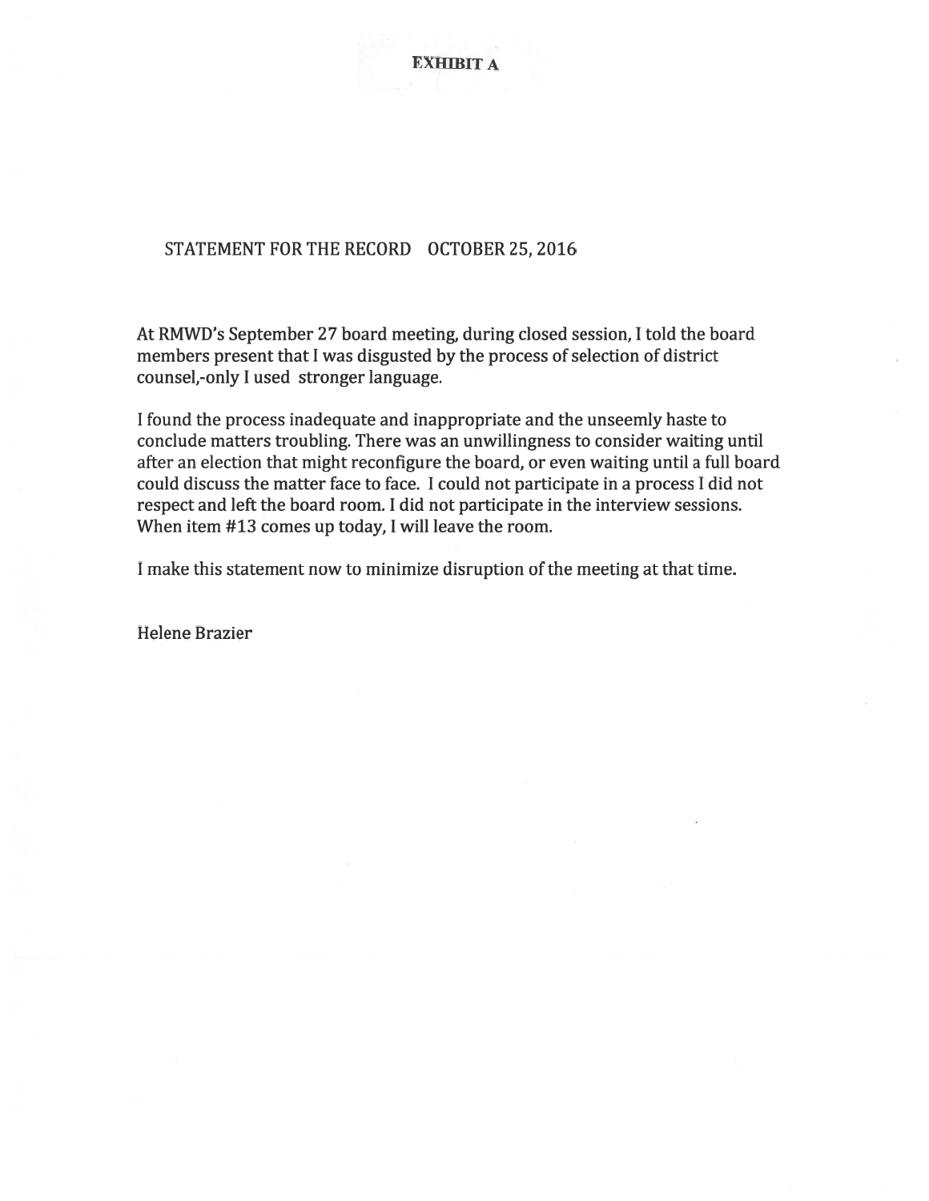**EXHIBIT A**

STATEMENT FOR THE RECORD    OCTOBER 25, 2016

At RMWD's September 27 board meeting, during closed session, I told the board members present that I was disgusted by the process of selection of district counsel,-only I used stronger language.

I found the process inadequate and inappropriate and the unseemly haste to conclude matters troubling. There was an unwillingness to consider waiting until after an election that might reconfigure the board, or even waiting until a full board could discuss the matter face to face. I could not participate in a process I did not respect and left the board room. I did not participate in the interview sessions. When item #13 comes up today, I will leave the room.

I make this statement now to minimize disruption of the meeting at that time.

Helene Brazier